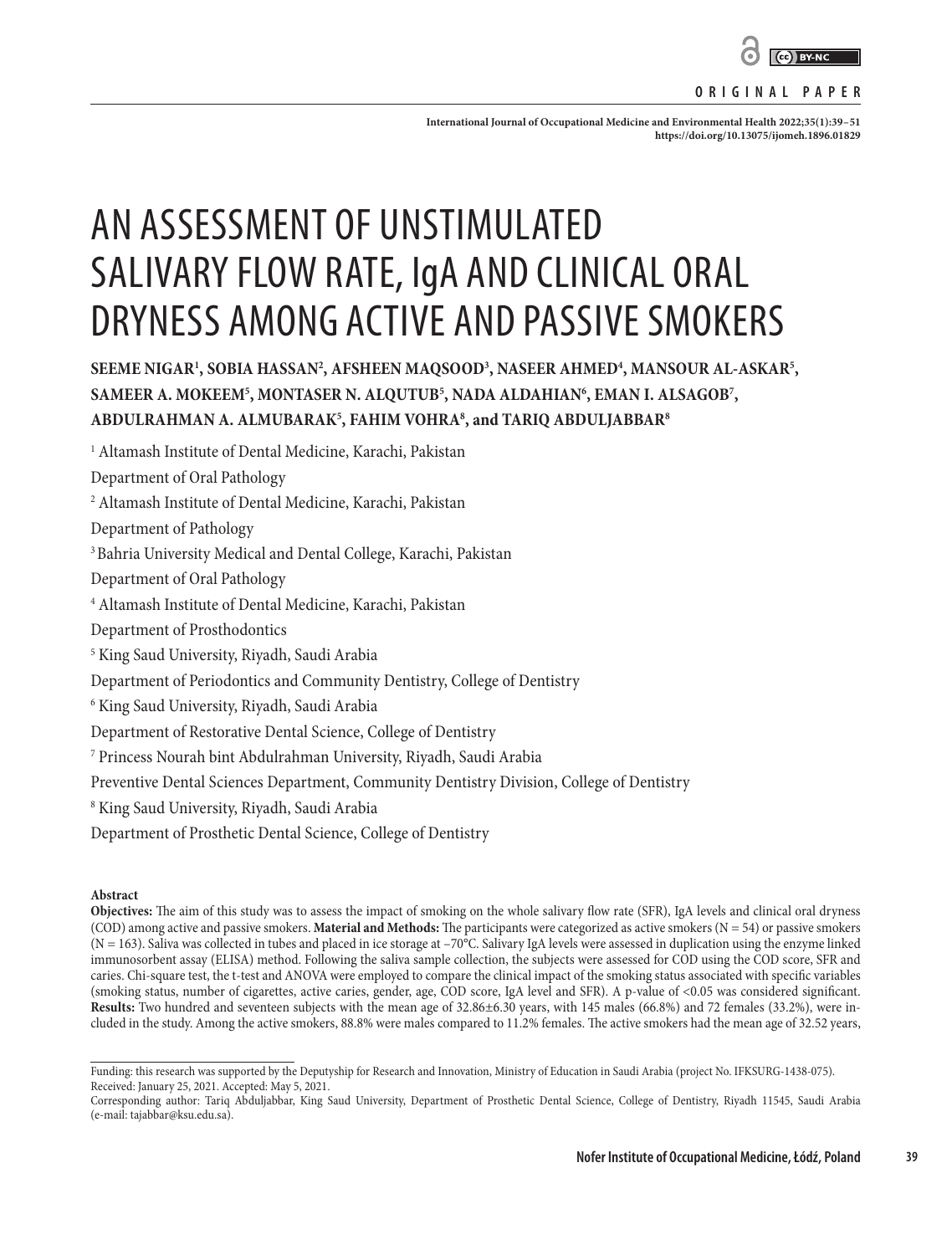ORIGINAL PAPER

# AN ASSESSMENT OF UNSTIMULATED SALIVARY FLOW RATE, IgA AND CLINICAL ORAL DRYNESS AMONG ACTIVE AND PASSIVE SMOKERS

**SEEME NIGAR[1], SOBIA HASSAN[2], AFSHEEN MAQSOOD[3], NASEER AHMED[4], MANSOUR AL-ASKAR[5], SAMEER A. MOKEEM[5], MONTASER N. ALQUTUB[5], NADA ALDAHIAN[6], EMAN I. ALSAGOB[7], ABDULRAHMAN A. ALMUBARAK[5], FAHIM VOHRA[8], and TARIQ ABDULJABBAR[8]**

[1] Altamash Institute of Dental Medicine, Karachi, Pakistan
Department of Oral Pathology

[2] Altamash Institute of Dental Medicine, Karachi, Pakistan
Department of Pathology

[3] Bahria University Medical and Dental College, Karachi, Pakistan
Department of Oral Pathology

[4] Altamash Institute of Dental Medicine, Karachi, Pakistan
Department of Prosthodontics

[5] King Saud University, Riyadh, Saudi Arabia
Department of Periodontics and Community Dentistry, College of Dentistry

[6] King Saud University, Riyadh, Saudi Arabia
Department of Restorative Dental Science, College of Dentistry

[7] Princess Nourah bint Abdulrahman University, Riyadh, Saudi Arabia
Preventive Dental Sciences Department, Community Dentistry Division, College of Dentistry

[8] King Saud University, Riyadh, Saudi Arabia
Department of Prosthetic Dental Science, College of Dentistry

**Abstract**

**Objectives:** The aim of this study was to assess the impact of smoking on the whole salivary flow rate (SFR), IgA levels and clinical oral dryness (COD) among active and passive smokers. **Material and Methods:** The participants were categorized as active smokers (N = 54) or passive smokers (N = 163). Saliva was collected in tubes and placed in ice storage at −70°C. Salivary IgA levels were assessed in duplication using the enzyme linked immunosorbent assay (ELISA) method. Following the saliva sample collection, the subjects were assessed for COD using the COD score, SFR and caries. Chi-square test, the t-test and ANOVA were employed to compare the clinical impact of the smoking status associated with specific variables (smoking status, number of cigarettes, active caries, gender, age, COD score, IgA level and SFR). A p-value of <0.05 was considered significant. **Results:** Two hundred and seventeen subjects with the mean age of 32.86±6.30 years, with 145 males (66.8%) and 72 females (33.2%), were included in the study. Among the active smokers, 88.8% were males compared to 11.2% females. The active smokers had the mean age of 32.52 years,

Funding: this research was supported by the Deputyship for Research and Innovation, Ministry of Education in Saudi Arabia (project No. IFKSURG-1438-075).
Received: January 25, 2021. Accepted: May 5, 2021.
Corresponding author: Tariq Abduljabbar, King Saud University, Department of Prosthetic Dental Science, College of Dentistry, Riyadh 11545, Saudi Arabia (e-mail: tajabbar@ksu.edu.sa).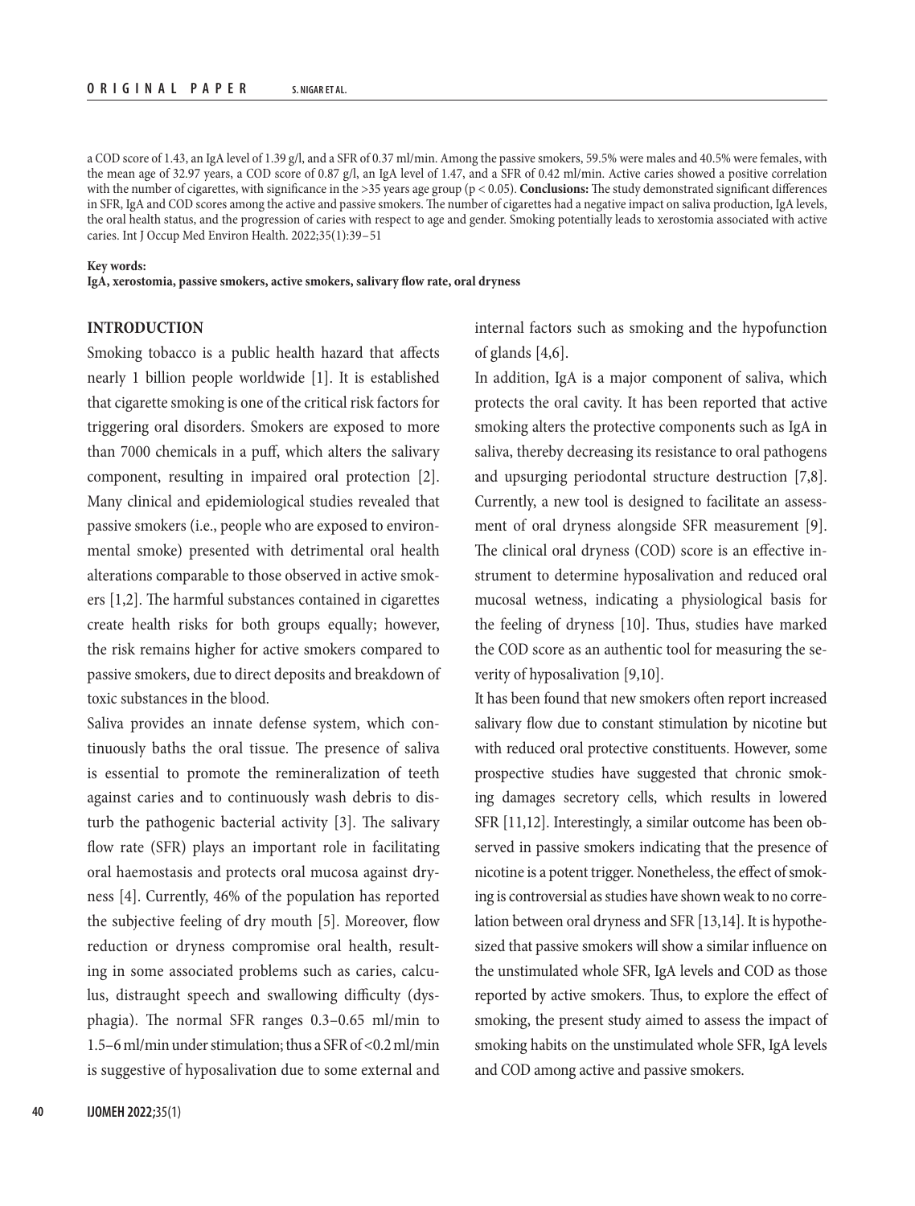a COD score of 1.43, an IgA level of 1.39 g/l, and a SFR of 0.37 ml/min. Among the passive smokers, 59.5% were males and 40.5% were females, with the mean age of 32.97 years, a COD score of 0.87 g/l, an IgA level of 1.47, and a SFR of 0.42 ml/min. Active caries showed a positive correlation with the number of cigarettes, with significance in the >35 years age group ($p < 0.05$). **Conclusions:** The study demonstrated significant differences in SFR, IgA and COD scores among the active and passive smokers. The number of cigarettes had a negative impact on saliva production, IgA levels, the oral health status, and the progression of caries with respect to age and gender. Smoking potentially leads to xerostomia associated with active caries. Int J Occup Med Environ Health. 2022;35(1):39–51

**Key words:**
**IgA, xerostomia, passive smokers, active smokers, salivary flow rate, oral dryness**

## INTRODUCTION

Smoking tobacco is a public health hazard that affects nearly 1 billion people worldwide [1]. It is established that cigarette smoking is one of the critical risk factors for triggering oral disorders. Smokers are exposed to more than 7000 chemicals in a puff, which alters the salivary component, resulting in impaired oral protection [2]. Many clinical and epidemiological studies revealed that passive smokers (i.e., people who are exposed to environmental smoke) presented with detrimental oral health alterations comparable to those observed in active smokers [1,2]. The harmful substances contained in cigarettes create health risks for both groups equally; however, the risk remains higher for active smokers compared to passive smokers, due to direct deposits and breakdown of toxic substances in the blood.

Saliva provides an innate defense system, which continuously baths the oral tissue. The presence of saliva is essential to promote the remineralization of teeth against caries and to continuously wash debris to disturb the pathogenic bacterial activity [3]. The salivary flow rate (SFR) plays an important role in facilitating oral haemostasis and protects oral mucosa against dryness [4]. Currently, 46% of the population has reported the subjective feeling of dry mouth [5]. Moreover, flow reduction or dryness compromise oral health, resulting in some associated problems such as caries, calculus, distraught speech and swallowing difficulty (dysphagia). The normal SFR ranges 0.3–0.65 ml/min to 1.5–6 ml/min under stimulation; thus a SFR of <0.2 ml/min is suggestive of hyposalivation due to some external and internal factors such as smoking and the hypofunction of glands [4,6].

In addition, IgA is a major component of saliva, which protects the oral cavity. It has been reported that active smoking alters the protective components such as IgA in saliva, thereby decreasing its resistance to oral pathogens and upsurging periodontal structure destruction [7,8]. Currently, a new tool is designed to facilitate an assessment of oral dryness alongside SFR measurement [9]. The clinical oral dryness (COD) score is an effective instrument to determine hyposalivation and reduced oral mucosal wetness, indicating a physiological basis for the feeling of dryness [10]. Thus, studies have marked the COD score as an authentic tool for measuring the severity of hyposalivation [9,10].

It has been found that new smokers often report increased salivary flow due to constant stimulation by nicotine but with reduced oral protective constituents. However, some prospective studies have suggested that chronic smoking damages secretory cells, which results in lowered SFR [11,12]. Interestingly, a similar outcome has been observed in passive smokers indicating that the presence of nicotine is a potent trigger. Nonetheless, the effect of smoking is controversial as studies have shown weak to no correlation between oral dryness and SFR [13,14]. It is hypothesized that passive smokers will show a similar influence on the unstimulated whole SFR, IgA levels and COD as those reported by active smokers. Thus, to explore the effect of smoking, the present study aimed to assess the impact of smoking habits on the unstimulated whole SFR, IgA levels and COD among active and passive smokers.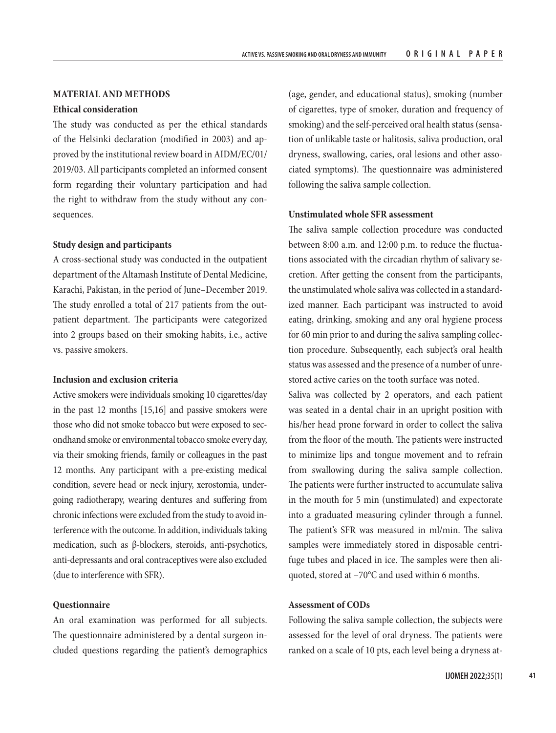## MATERIAL AND METHODS

### Ethical consideration

The study was conducted as per the ethical standards of the Helsinki declaration (modified in 2003) and approved by the institutional review board in AIDM/EC/01/2019/03. All participants completed an informed consent form regarding their voluntary participation and had the right to withdraw from the study without any consequences.

### Study design and participants

A cross-sectional study was conducted in the outpatient department of the Altamash Institute of Dental Medicine, Karachi, Pakistan, in the period of June–December 2019. The study enrolled a total of 217 patients from the outpatient department. The participants were categorized into 2 groups based on their smoking habits, i.e., active vs. passive smokers.

### Inclusion and exclusion criteria

Active smokers were individuals smoking 10 cigarettes/day in the past 12 months [15,16] and passive smokers were those who did not smoke tobacco but were exposed to secondhand smoke or environmental tobacco smoke every day, via their smoking friends, family or colleagues in the past 12 months. Any participant with a pre-existing medical condition, severe head or neck injury, xerostomia, undergoing radiotherapy, wearing dentures and suffering from chronic infections were excluded from the study to avoid interference with the outcome. In addition, individuals taking medication, such as β-blockers, steroids, anti-psychotics, anti-depressants and oral contraceptives were also excluded (due to interference with SFR).

### Questionnaire

An oral examination was performed for all subjects. The questionnaire administered by a dental surgeon included questions regarding the patient's demographics (age, gender, and educational status), smoking (number of cigarettes, type of smoker, duration and frequency of smoking) and the self-perceived oral health status (sensation of unlikable taste or halitosis, saliva production, oral dryness, swallowing, caries, oral lesions and other associated symptoms). The questionnaire was administered following the saliva sample collection.

### Unstimulated whole SFR assessment

The saliva sample collection procedure was conducted between 8:00 a.m. and 12:00 p.m. to reduce the fluctuations associated with the circadian rhythm of salivary secretion. After getting the consent from the participants, the unstimulated whole saliva was collected in a standardized manner. Each participant was instructed to avoid eating, drinking, smoking and any oral hygiene process for 60 min prior to and during the saliva sampling collection procedure. Subsequently, each subject's oral health status was assessed and the presence of a number of unrestored active caries on the tooth surface was noted.

Saliva was collected by 2 operators, and each patient was seated in a dental chair in an upright position with his/her head prone forward in order to collect the saliva from the floor of the mouth. The patients were instructed to minimize lips and tongue movement and to refrain from swallowing during the saliva sample collection. The patients were further instructed to accumulate saliva in the mouth for 5 min (unstimulated) and expectorate into a graduated measuring cylinder through a funnel. The patient's SFR was measured in ml/min. The saliva samples were immediately stored in disposable centrifuge tubes and placed in ice. The samples were then aliquoted, stored at –70°C and used within 6 months.

### Assessment of CODs

Following the saliva sample collection, the subjects were assessed for the level of oral dryness. The patients were ranked on a scale of 10 pts, each level being a dryness at-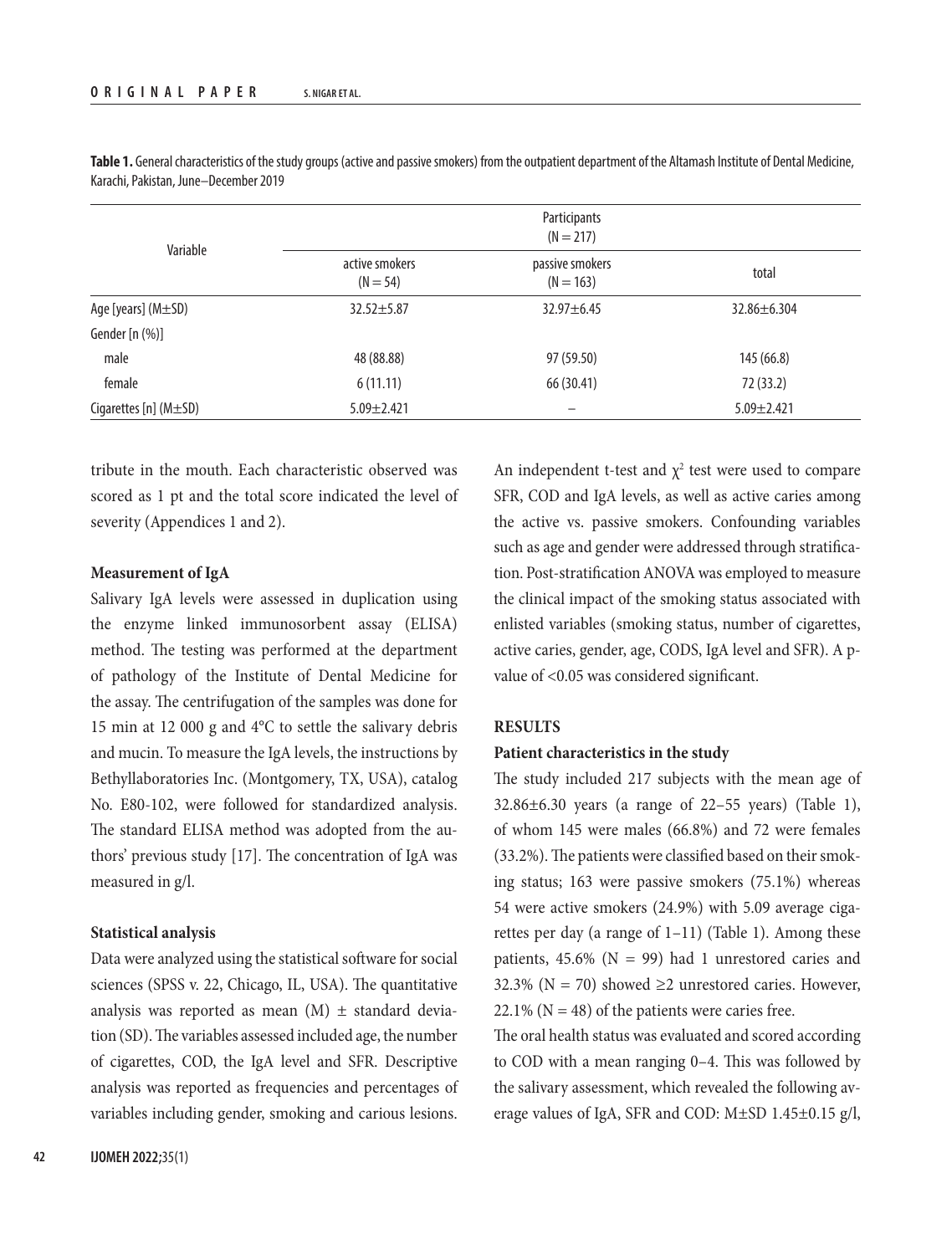**Table 1.** General characteristics of the study groups (active and passive smokers) from the outpatient department of the Altamash Institute of Dental Medicine, Karachi, Pakistan, June–December 2019

| Variable | Participants (N = 217) | | |
|---|---|---|---|
| | active smokers (N = 54) | passive smokers (N = 163) | total |
| Age [years] (M±SD) | 32.52±5.87 | 32.97±6.45 | 32.86±6.304 |
| Gender [n (%)] | | | |
| male | 48 (88.88) | 97 (59.50) | 145 (66.8) |
| female | 6 (11.11) | 66 (30.41) | 72 (33.2) |
| Cigarettes [n] (M±SD) | 5.09±2.421 | – | 5.09±2.421 |

tribute in the mouth. Each characteristic observed was scored as 1 pt and the total score indicated the level of severity (Appendices 1 and 2).

**Measurement of IgA**

Salivary IgA levels were assessed in duplication using the enzyme linked immunosorbent assay (ELISA) method. The testing was performed at the department of pathology of the Institute of Dental Medicine for the assay. The centrifugation of the samples was done for 15 min at 12 000 g and 4°C to settle the salivary debris and mucin. To measure the IgA levels, the instructions by Bethyllaboratories Inc. (Montgomery, TX, USA), catalog No. E80-102, were followed for standardized analysis. The standard ELISA method was adopted from the authors' previous study [17]. The concentration of IgA was measured in g/l.

**Statistical analysis**

Data were analyzed using the statistical software for social sciences (SPSS v. 22, Chicago, IL, USA). The quantitative analysis was reported as mean (M) ± standard deviation (SD). The variables assessed included age, the number of cigarettes, COD, the IgA level and SFR. Descriptive analysis was reported as frequencies and percentages of variables including gender, smoking and carious lesions. An independent t-test and $\chi^2$ test were used to compare SFR, COD and IgA levels, as well as active caries among the active vs. passive smokers. Confounding variables such as age and gender were addressed through stratification. Post-stratification ANOVA was employed to measure the clinical impact of the smoking status associated with enlisted variables (smoking status, number of cigarettes, active caries, gender, age, CODS, IgA level and SFR). A p-value of <0.05 was considered significant.

**RESULTS**

**Patient characteristics in the study**

The study included 217 subjects with the mean age of 32.86±6.30 years (a range of 22–55 years) (Table 1), of whom 145 were males (66.8%) and 72 were females (33.2%). The patients were classified based on their smoking status; 163 were passive smokers (75.1%) whereas 54 were active smokers (24.9%) with 5.09 average cigarettes per day (a range of 1–11) (Table 1). Among these patients, 45.6% (N = 99) had 1 unrestored caries and 32.3% (N = 70) showed ≥2 unrestored caries. However, 22.1% (N = 48) of the patients were caries free.

The oral health status was evaluated and scored according to COD with a mean ranging 0–4. This was followed by the salivary assessment, which revealed the following average values of IgA, SFR and COD: M±SD 1.45±0.15 g/l,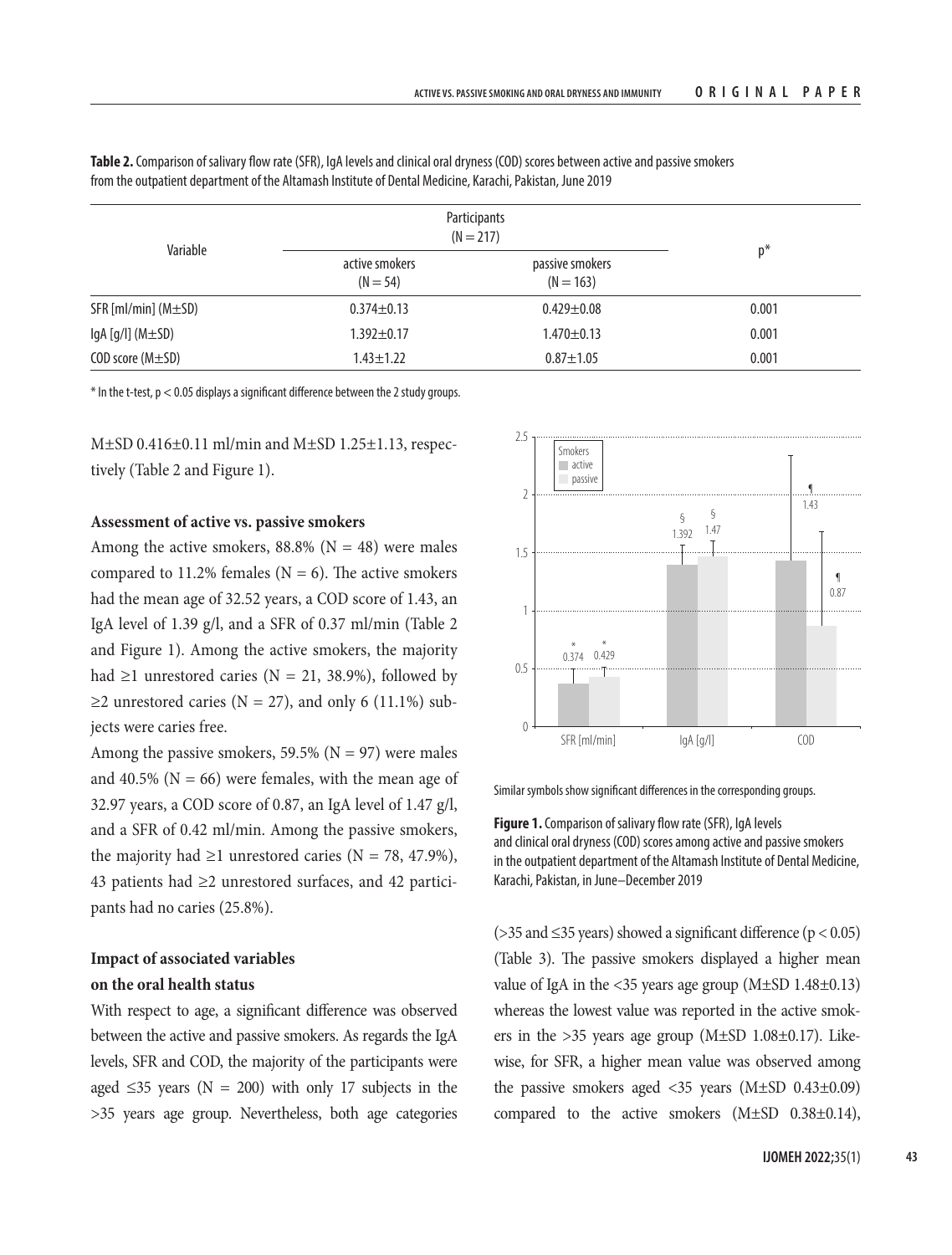**Table 2.** Comparison of salivary flow rate (SFR), IgA levels and clinical oral dryness (COD) scores between active and passive smokers from the outpatient department of the Altamash Institute of Dental Medicine, Karachi, Pakistan, June 2019

| Variable | Participants (N = 217) | | p* |
|---|---|---|---|
| | active smokers (N = 54) | passive smokers (N = 163) | |
| SFR [ml/min] (M±SD) | 0.374±0.13 | 0.429±0.08 | 0.001 |
| IgA [g/l] (M±SD) | 1.392±0.17 | 1.470±0.13 | 0.001 |
| COD score (M±SD) | 1.43±1.22 | 0.87±1.05 | 0.001 |

\* In the t-test, $p < 0.05$ displays a significant difference between the 2 study groups.

M±SD 0.416±0.11 ml/min and M±SD 1.25±1.13, respectively (Table 2 and Figure 1).

**Assessment of active vs. passive smokers**

Among the active smokers, 88.8% (N = 48) were males compared to 11.2% females (N = 6). The active smokers had the mean age of 32.52 years, a COD score of 1.43, an IgA level of 1.39 g/l, and a SFR of 0.37 ml/min (Table 2 and Figure 1). Among the active smokers, the majority had ≥1 unrestored caries (N = 21, 38.9%), followed by ≥2 unrestored caries (N = 27), and only 6 (11.1%) subjects were caries free.

Among the passive smokers, 59.5% (N = 97) were males and 40.5% (N = 66) were females, with the mean age of 32.97 years, a COD score of 0.87, an IgA level of 1.47 g/l, and a SFR of 0.42 ml/min. Among the passive smokers, the majority had ≥1 unrestored caries (N = 78, 47.9%), 43 patients had ≥2 unrestored surfaces, and 42 participants had no caries (25.8%).

**Impact of associated variables on the oral health status**

With respect to age, a significant difference was observed between the active and passive smokers. As regards the IgA levels, SFR and COD, the majority of the participants were aged ≤35 years (N = 200) with only 17 subjects in the >35 years age group. Nevertheless, both age categories (>35 and ≤35 years) showed a significant difference ($p < 0.05$) (Table 3). The passive smokers displayed a higher mean value of IgA in the <35 years age group (M±SD 1.48±0.13) whereas the lowest value was reported in the active smokers in the >35 years age group (M±SD 1.08±0.17). Likewise, for SFR, a higher mean value was observed among the passive smokers aged <35 years (M±SD 0.43±0.09) compared to the active smokers (M±SD 0.38±0.14),

Similar symbols show significant differences in the corresponding groups.

**Figure 1.** Comparison of salivary flow rate (SFR), IgA levels and clinical oral dryness (COD) scores among active and passive smokers in the outpatient department of the Altamash Institute of Dental Medicine, Karachi, Pakistan, in June–December 2019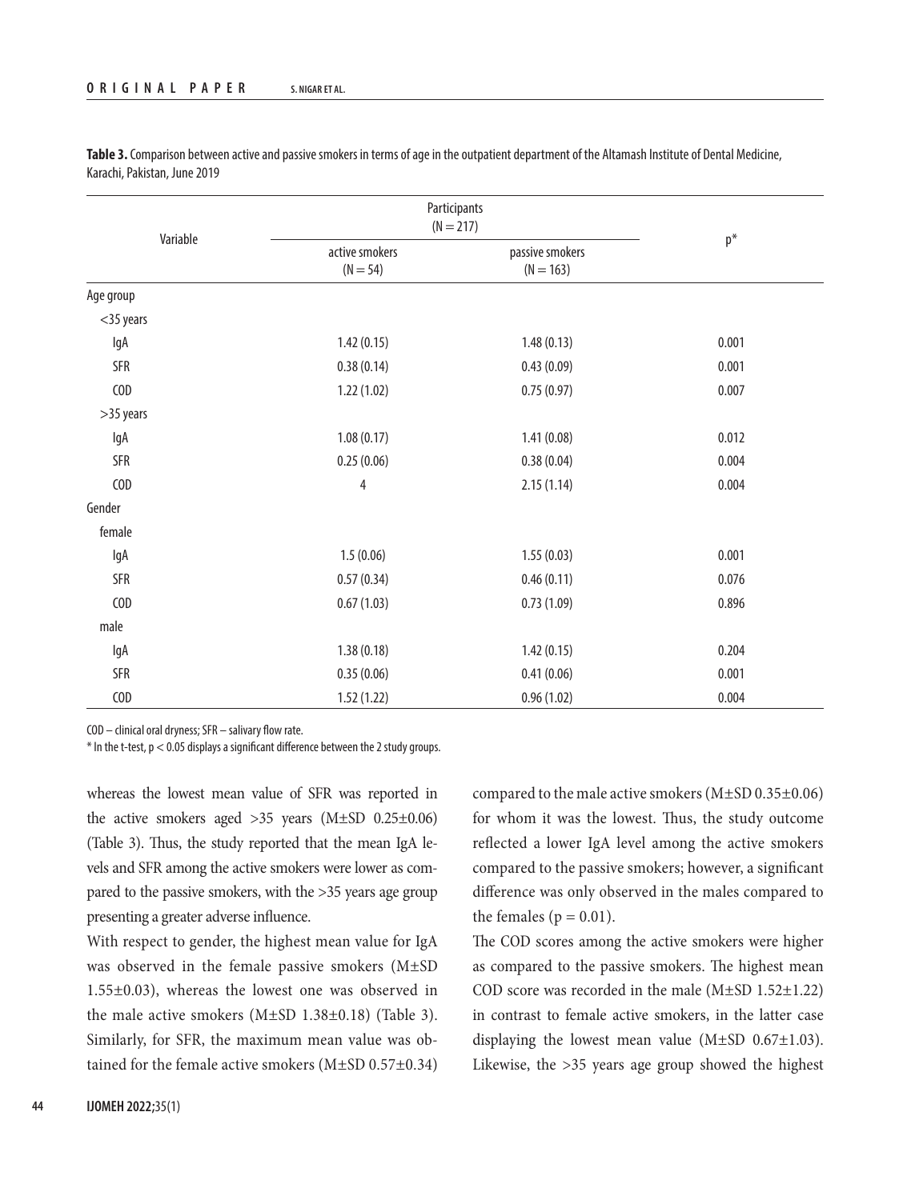**Table 3.** Comparison between active and passive smokers in terms of age in the outpatient department of the Altamash Institute of Dental Medicine, Karachi, Pakistan, June 2019

| Variable | Participants (N = 217) | | p* |
|---|---|---|---|
| | active smokers (N = 54) | passive smokers (N = 163) | |
| Age group | | | |
| <35 years | | | |
| IgA | 1.42 (0.15) | 1.48 (0.13) | 0.001 |
| SFR | 0.38 (0.14) | 0.43 (0.09) | 0.001 |
| COD | 1.22 (1.02) | 0.75 (0.97) | 0.007 |
| >35 years | | | |
| IgA | 1.08 (0.17) | 1.41 (0.08) | 0.012 |
| SFR | 0.25 (0.06) | 0.38 (0.04) | 0.004 |
| COD | 4 | 2.15 (1.14) | 0.004 |
| Gender | | | |
| female | | | |
| IgA | 1.5 (0.06) | 1.55 (0.03) | 0.001 |
| SFR | 0.57 (0.34) | 0.46 (0.11) | 0.076 |
| COD | 0.67 (1.03) | 0.73 (1.09) | 0.896 |
| male | | | |
| IgA | 1.38 (0.18) | 1.42 (0.15) | 0.204 |
| SFR | 0.35 (0.06) | 0.41 (0.06) | 0.001 |
| COD | 1.52 (1.22) | 0.96 (1.02) | 0.004 |

COD – clinical oral dryness; SFR – salivary flow rate.

* In the t-test, $p < 0.05$ displays a significant difference between the 2 study groups.

whereas the lowest mean value of SFR was reported in the active smokers aged >35 years (M±SD 0.25±0.06) (Table 3). Thus, the study reported that the mean IgA levels and SFR among the active smokers were lower as compared to the passive smokers, with the >35 years age group presenting a greater adverse influence.

With respect to gender, the highest mean value for IgA was observed in the female passive smokers (M±SD 1.55±0.03), whereas the lowest one was observed in the male active smokers (M±SD 1.38±0.18) (Table 3). Similarly, for SFR, the maximum mean value was obtained for the female active smokers (M±SD 0.57±0.34) compared to the male active smokers (M±SD 0.35±0.06) for whom it was the lowest. Thus, the study outcome reflected a lower IgA level among the active smokers compared to the passive smokers; however, a significant difference was only observed in the males compared to the females ($p = 0.01$).

The COD scores among the active smokers were higher as compared to the passive smokers. The highest mean COD score was recorded in the male (M±SD 1.52±1.22) in contrast to female active smokers, in the latter case displaying the lowest mean value (M±SD 0.67±1.03). Likewise, the >35 years age group showed the highest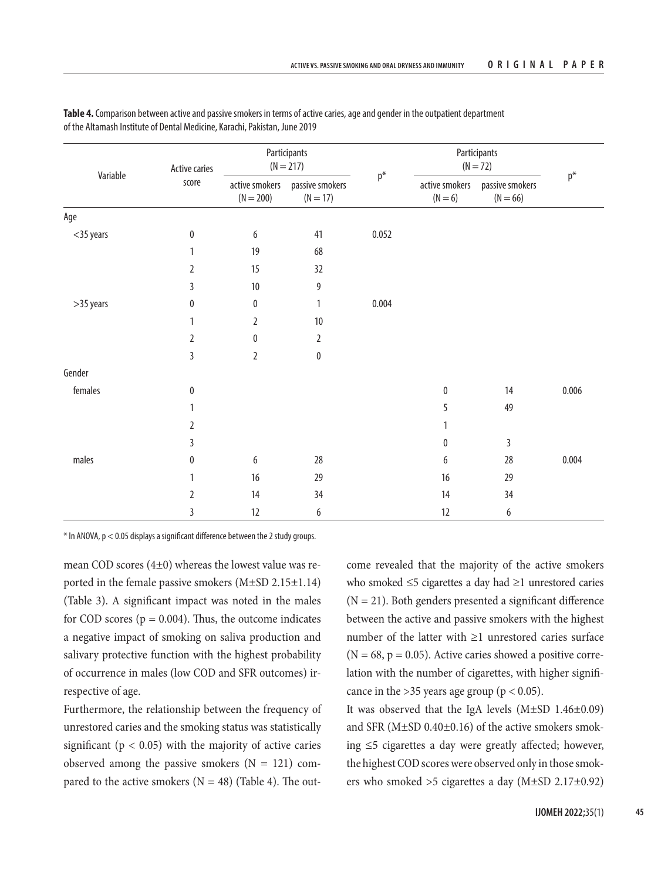**Table 4.** Comparison between active and passive smokers in terms of active caries, age and gender in the outpatient department of the Altamash Institute of Dental Medicine, Karachi, Pakistan, June 2019

| Variable | Active caries score | Participants (N = 217) | | p* | Participants (N = 72) | | p* |
|---|---|---|---|---|---|---|---|
| | | active smokers (N = 200) | passive smokers (N = 17) | | active smokers (N = 6) | passive smokers (N = 66) | |
| Age | | | | | | | |
| <35 years | 0 | 6 | 41 | 0.052 | | | |
| | 1 | 19 | 68 | | | | |
| | 2 | 15 | 32 | | | | |
| | 3 | 10 | 9 | | | | |
| >35 years | 0 | 0 | 1 | 0.004 | | | |
| | 1 | 2 | 10 | | | | |
| | 2 | 0 | 2 | | | | |
| | 3 | 2 | 0 | | | | |
| Gender | | | | | | | |
| females | 0 | | | | 0 | 14 | 0.006 |
| | 1 | | | | 5 | 49 | |
| | 2 | | | | 1 | | |
| | 3 | | | | 0 | 3 | |
| males | 0 | 6 | 28 | | 6 | 28 | 0.004 |
| | 1 | 16 | 29 | | 16 | 29 | |
| | 2 | 14 | 34 | | 14 | 34 | |
| | 3 | 12 | 6 | | 12 | 6 | |

\* In ANOVA, $p < 0.05$ displays a significant difference between the 2 study groups.

mean COD scores (4±0) whereas the lowest value was reported in the female passive smokers (M±SD 2.15±1.14) (Table 3). A significant impact was noted in the males for COD scores ($p = 0.004$). Thus, the outcome indicates a negative impact of smoking on saliva production and salivary protective function with the highest probability of occurrence in males (low COD and SFR outcomes) irrespective of age.

Furthermore, the relationship between the frequency of unrestored caries and the smoking status was statistically significant ($p < 0.05$) with the majority of active caries observed among the passive smokers (N = 121) compared to the active smokers (N = 48) (Table 4). The outcome revealed that the majority of the active smokers who smoked ≤5 cigarettes a day had ≥1 unrestored caries (N = 21). Both genders presented a significant difference between the active and passive smokers with the highest number of the latter with ≥1 unrestored caries surface (N = 68, $p = 0.05$). Active caries showed a positive correlation with the number of cigarettes, with higher significance in the >35 years age group ($p < 0.05$).

It was observed that the IgA levels (M±SD 1.46±0.09) and SFR (M±SD 0.40±0.16) of the active smokers smoking ≤5 cigarettes a day were greatly affected; however, the highest COD scores were observed only in those smokers who smoked >5 cigarettes a day (M±SD 2.17±0.92)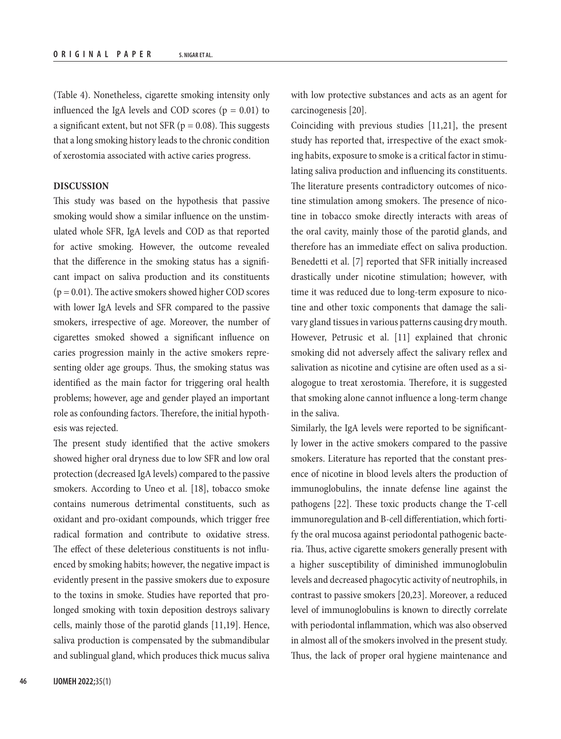(Table 4). Nonetheless, cigarette smoking intensity only influenced the IgA levels and COD scores ($p = 0.01$) to a significant extent, but not SFR ($p = 0.08$). This suggests that a long smoking history leads to the chronic condition of xerostomia associated with active caries progress.

## DISCUSSION

This study was based on the hypothesis that passive smoking would show a similar influence on the unstimulated whole SFR, IgA levels and COD as that reported for active smoking. However, the outcome revealed that the difference in the smoking status has a significant impact on saliva production and its constituents ($p = 0.01$). The active smokers showed higher COD scores with lower IgA levels and SFR compared to the passive smokers, irrespective of age. Moreover, the number of cigarettes smoked showed a significant influence on caries progression mainly in the active smokers representing older age groups. Thus, the smoking status was identified as the main factor for triggering oral health problems; however, age and gender played an important role as confounding factors. Therefore, the initial hypothesis was rejected.

The present study identified that the active smokers showed higher oral dryness due to low SFR and low oral protection (decreased IgA levels) compared to the passive smokers. According to Uneo et al. [18], tobacco smoke contains numerous detrimental constituents, such as oxidant and pro-oxidant compounds, which trigger free radical formation and contribute to oxidative stress. The effect of these deleterious constituents is not influenced by smoking habits; however, the negative impact is evidently present in the passive smokers due to exposure to the toxins in smoke. Studies have reported that prolonged smoking with toxin deposition destroys salivary cells, mainly those of the parotid glands [11,19]. Hence, saliva production is compensated by the submandibular and sublingual gland, which produces thick mucus saliva with low protective substances and acts as an agent for carcinogenesis [20].

Coinciding with previous studies [11,21], the present study has reported that, irrespective of the exact smoking habits, exposure to smoke is a critical factor in stimulating saliva production and influencing its constituents. The literature presents contradictory outcomes of nicotine stimulation among smokers. The presence of nicotine in tobacco smoke directly interacts with areas of the oral cavity, mainly those of the parotid glands, and therefore has an immediate effect on saliva production. Benedetti et al. [7] reported that SFR initially increased drastically under nicotine stimulation; however, with time it was reduced due to long-term exposure to nicotine and other toxic components that damage the salivary gland tissues in various patterns causing dry mouth. However, Petrusic et al. [11] explained that chronic smoking did not adversely affect the salivary reflex and salivation as nicotine and cytisine are often used as a sialogogue to treat xerostomia. Therefore, it is suggested that smoking alone cannot influence a long-term change in the saliva.

Similarly, the IgA levels were reported to be significantly lower in the active smokers compared to the passive smokers. Literature has reported that the constant presence of nicotine in blood levels alters the production of immunoglobulins, the innate defense line against the pathogens [22]. These toxic products change the T-cell immunoregulation and B-cell differentiation, which fortify the oral mucosa against periodontal pathogenic bacteria. Thus, active cigarette smokers generally present with a higher susceptibility of diminished immunoglobulin levels and decreased phagocytic activity of neutrophils, in contrast to passive smokers [20,23]. Moreover, a reduced level of immunoglobulins is known to directly correlate with periodontal inflammation, which was also observed in almost all of the smokers involved in the present study. Thus, the lack of proper oral hygiene maintenance and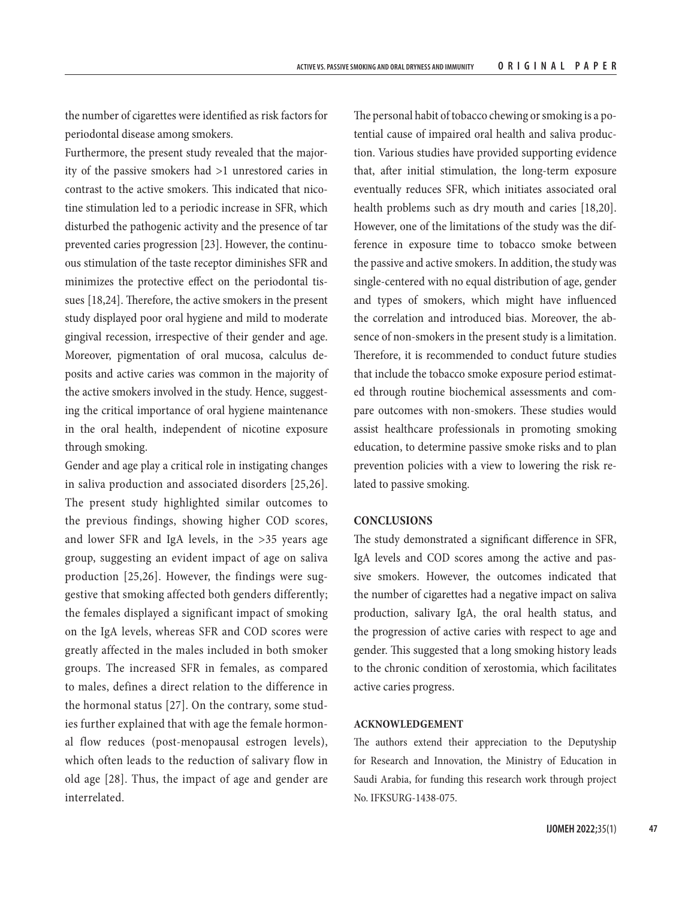the number of cigarettes were identified as risk factors for periodontal disease among smokers.

Furthermore, the present study revealed that the majority of the passive smokers had >1 unrestored caries in contrast to the active smokers. This indicated that nicotine stimulation led to a periodic increase in SFR, which disturbed the pathogenic activity and the presence of tar prevented caries progression [23]. However, the continuous stimulation of the taste receptor diminishes SFR and minimizes the protective effect on the periodontal tissues [18,24]. Therefore, the active smokers in the present study displayed poor oral hygiene and mild to moderate gingival recession, irrespective of their gender and age. Moreover, pigmentation of oral mucosa, calculus deposits and active caries was common in the majority of the active smokers involved in the study. Hence, suggesting the critical importance of oral hygiene maintenance in the oral health, independent of nicotine exposure through smoking.

Gender and age play a critical role in instigating changes in saliva production and associated disorders [25,26]. The present study highlighted similar outcomes to the previous findings, showing higher COD scores, and lower SFR and IgA levels, in the >35 years age group, suggesting an evident impact of age on saliva production [25,26]. However, the findings were suggestive that smoking affected both genders differently; the females displayed a significant impact of smoking on the IgA levels, whereas SFR and COD scores were greatly affected in the males included in both smoker groups. The increased SFR in females, as compared to males, defines a direct relation to the difference in the hormonal status [27]. On the contrary, some studies further explained that with age the female hormonal flow reduces (post-menopausal estrogen levels), which often leads to the reduction of salivary flow in old age [28]. Thus, the impact of age and gender are interrelated.

The personal habit of tobacco chewing or smoking is a potential cause of impaired oral health and saliva production. Various studies have provided supporting evidence that, after initial stimulation, the long-term exposure eventually reduces SFR, which initiates associated oral health problems such as dry mouth and caries [18,20]. However, one of the limitations of the study was the difference in exposure time to tobacco smoke between the passive and active smokers. In addition, the study was single-centered with no equal distribution of age, gender and types of smokers, which might have influenced the correlation and introduced bias. Moreover, the absence of non-smokers in the present study is a limitation. Therefore, it is recommended to conduct future studies that include the tobacco smoke exposure period estimated through routine biochemical assessments and compare outcomes with non-smokers. These studies would assist healthcare professionals in promoting smoking education, to determine passive smoke risks and to plan prevention policies with a view to lowering the risk related to passive smoking.

## CONCLUSIONS

The study demonstrated a significant difference in SFR, IgA levels and COD scores among the active and passive smokers. However, the outcomes indicated that the number of cigarettes had a negative impact on saliva production, salivary IgA, the oral health status, and the progression of active caries with respect to age and gender. This suggested that a long smoking history leads to the chronic condition of xerostomia, which facilitates active caries progress.

## ACKNOWLEDGEMENT

The authors extend their appreciation to the Deputyship for Research and Innovation, the Ministry of Education in Saudi Arabia, for funding this research work through project No. IFKSURG-1438-075.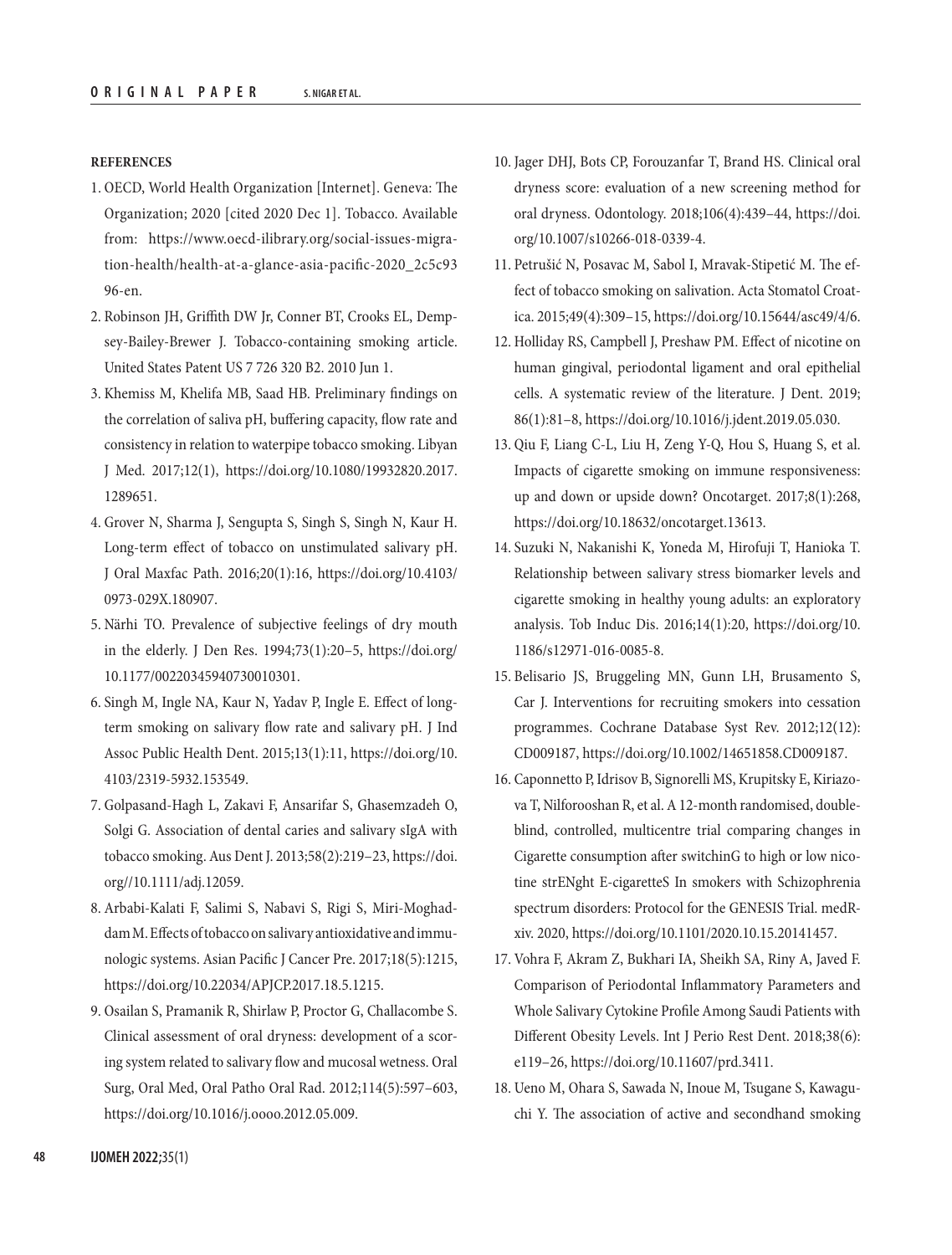**REFERENCES**

1. OECD, World Health Organization [Internet]. Geneva: The Organization; 2020 [cited 2020 Dec 1]. Tobacco. Available from: https://www.oecd-ilibrary.org/social-issues-migration-health/health-at-a-glance-asia-pacific-2020_2c5c9396-en.
2. Robinson JH, Griffith DW Jr, Conner BT, Crooks EL, Dempsey-Bailey-Brewer J. Tobacco-containing smoking article. United States Patent US 7 726 320 B2. 2010 Jun 1.
3. Khemiss M, Khelifa MB, Saad HB. Preliminary findings on the correlation of saliva pH, buffering capacity, flow rate and consistency in relation to waterpipe tobacco smoking. Libyan J Med. 2017;12(1), https://doi.org/10.1080/19932820.2017.1289651.
4. Grover N, Sharma J, Sengupta S, Singh S, Singh N, Kaur H. Long-term effect of tobacco on unstimulated salivary pH. J Oral Maxfac Path. 2016;20(1):16, https://doi.org/10.4103/0973-029X.180907.
5. Närhi TO. Prevalence of subjective feelings of dry mouth in the elderly. J Den Res. 1994;73(1):20–5, https://doi.org/10.1177/00220345940730010301.
6. Singh M, Ingle NA, Kaur N, Yadav P, Ingle E. Effect of long-term smoking on salivary flow rate and salivary pH. J Ind Assoc Public Health Dent. 2015;13(1):11, https://doi.org/10.4103/2319-5932.153549.
7. Golpasand-Hagh L, Zakavi F, Ansarifar S, Ghasemzadeh O, Solgi G. Association of dental caries and salivary sIgA with tobacco smoking. Aus Dent J. 2013;58(2):219–23, https://doi.org//10.1111/adj.12059.
8. Arbabi-Kalati F, Salimi S, Nabavi S, Rigi S, Miri-Moghaddam M. Effects of tobacco on salivary antioxidative and immunologic systems. Asian Pacific J Cancer Pre. 2017;18(5):1215, https://doi.org/10.22034/APJCP.2017.18.5.1215.
9. Osailan S, Pramanik R, Shirlaw P, Proctor G, Challacombe S. Clinical assessment of oral dryness: development of a scoring system related to salivary flow and mucosal wetness. Oral Surg, Oral Med, Oral Patho Oral Rad. 2012;114(5):597–603, https://doi.org/10.1016/j.oooo.2012.05.009.
10. Jager DHJ, Bots CP, Forouzanfar T, Brand HS. Clinical oral dryness score: evaluation of a new screening method for oral dryness. Odontology. 2018;106(4):439–44, https://doi.org/10.1007/s10266-018-0339-4.
11. Petrušić N, Posavac M, Sabol I, Mravak-Stipetić M. The effect of tobacco smoking on salivation. Acta Stomatol Croatica. 2015;49(4):309–15, https://doi.org/10.15644/asc49/4/6.
12. Holliday RS, Campbell J, Preshaw PM. Effect of nicotine on human gingival, periodontal ligament and oral epithelial cells. A systematic review of the literature. J Dent. 2019;86(1):81–8, https://doi.org/10.1016/j.jdent.2019.05.030.
13. Qiu F, Liang C-L, Liu H, Zeng Y-Q, Hou S, Huang S, et al. Impacts of cigarette smoking on immune responsiveness: up and down or upside down? Oncotarget. 2017;8(1):268, https://doi.org/10.18632/oncotarget.13613.
14. Suzuki N, Nakanishi K, Yoneda M, Hirofuji T, Hanioka T. Relationship between salivary stress biomarker levels and cigarette smoking in healthy young adults: an exploratory analysis. Tob Induc Dis. 2016;14(1):20, https://doi.org/10.1186/s12971-016-0085-8.
15. Belisario JS, Bruggeling MN, Gunn LH, Brusamento S, Car J. Interventions for recruiting smokers into cessation programmes. Cochrane Database Syst Rev. 2012;12(12):CD009187, https://doi.org/10.1002/14651858.CD009187.
16. Caponnetto P, Idrisov B, Signorelli MS, Krupitsky E, Kiriazova T, Nilforooshan R, et al. A 12-month randomised, double-blind, controlled, multicentre trial comparing changes in Cigarette consumption after switchinG to high or low nicotine strENght E-cigaretteS In smokers with Schizophrenia spectrum disorders: Protocol for the GENESIS Trial. medRxiv. 2020, https://doi.org/10.1101/2020.10.15.20141457.
17. Vohra F, Akram Z, Bukhari IA, Sheikh SA, Riny A, Javed F. Comparison of Periodontal Inflammatory Parameters and Whole Salivary Cytokine Profile Among Saudi Patients with Different Obesity Levels. Int J Perio Rest Dent. 2018;38(6):e119–26, https://doi.org/10.11607/prd.3411.
18. Ueno M, Ohara S, Sawada N, Inoue M, Tsugane S, Kawaguchi Y. The association of active and secondhand smoking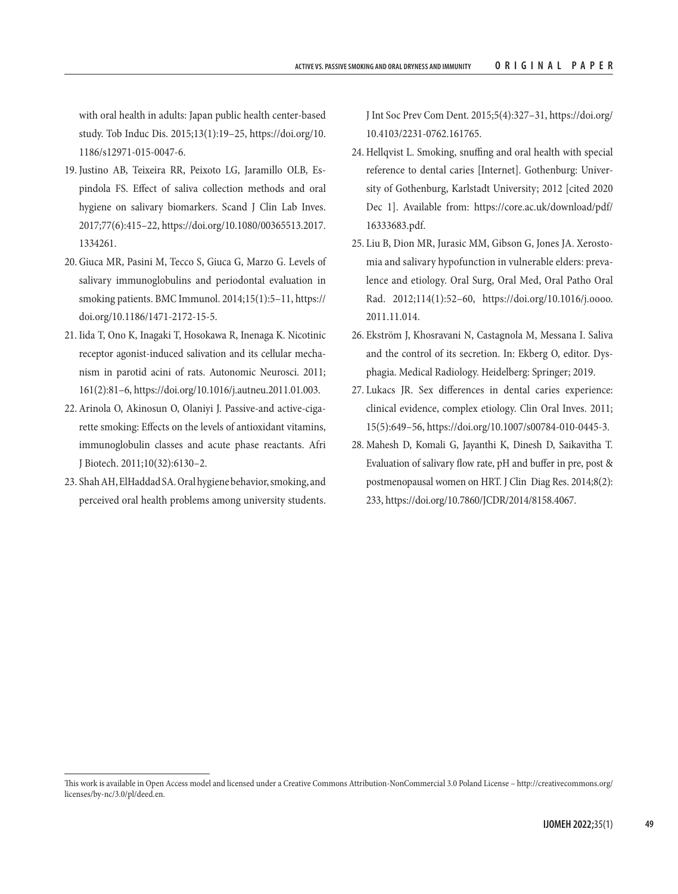with oral health in adults: Japan public health center-based study. Tob Induc Dis. 2015;13(1):19–25, https://doi.org/10.1186/s12971-015-0047-6.

19. Justino AB, Teixeira RR, Peixoto LG, Jaramillo OLB, Espindola FS. Effect of saliva collection methods and oral hygiene on salivary biomarkers. Scand J Clin Lab Inves. 2017;77(6):415–22, https://doi.org/10.1080/00365513.2017.1334261.
20. Giuca MR, Pasini M, Tecco S, Giuca G, Marzo G. Levels of salivary immunoglobulins and periodontal evaluation in smoking patients. BMC Immunol. 2014;15(1):5–11, https://doi.org/10.1186/1471-2172-15-5.
21. Iida T, Ono K, Inagaki T, Hosokawa R, Inenaga K. Nicotinic receptor agonist-induced salivation and its cellular mechanism in parotid acini of rats. Autonomic Neurosci. 2011;161(2):81–6, https://doi.org/10.1016/j.autneu.2011.01.003.
22. Arinola O, Akinosun O, Olaniyi J. Passive-and active-cigarette smoking: Effects on the levels of antioxidant vitamins, immunoglobulin classes and acute phase reactants. Afri J Biotech. 2011;10(32):6130–2.
23. Shah AH, ElHaddad SA. Oral hygiene behavior, smoking, and perceived oral health problems among university students. J Int Soc Prev Com Dent. 2015;5(4):327–31, https://doi.org/10.4103/2231-0762.161765.
24. Hellqvist L. Smoking, snuffing and oral health with special reference to dental caries [Internet]. Gothenburg: University of Gothenburg, Karlstadt University; 2012 [cited 2020 Dec 1]. Available from: https://core.ac.uk/download/pdf/16333683.pdf.
25. Liu B, Dion MR, Jurasic MM, Gibson G, Jones JA. Xerostomia and salivary hypofunction in vulnerable elders: prevalence and etiology. Oral Surg, Oral Med, Oral Patho Oral Rad. 2012;114(1):52–60, https://doi.org/10.1016/j.oooo.2011.11.014.
26. Ekström J, Khosravani N, Castagnola M, Messana I. Saliva and the control of its secretion. In: Ekberg O, editor. Dysphagia. Medical Radiology. Heidelberg: Springer; 2019.
27. Lukacs JR. Sex differences in dental caries experience: clinical evidence, complex etiology. Clin Oral Inves. 2011;15(5):649–56, https://doi.org/10.1007/s00784-010-0445-3.
28. Mahesh D, Komali G, Jayanthi K, Dinesh D, Saikavitha T. Evaluation of salivary flow rate, pH and buffer in pre, post & postmenopausal women on HRT. J Clin Diag Res. 2014;8(2):233, https://doi.org/10.7860/JCDR/2014/8158.4067.

This work is available in Open Access model and licensed under a Creative Commons Attribution-NonCommercial 3.0 Poland License – http://creativecommons.org/licenses/by-nc/3.0/pl/deed.en.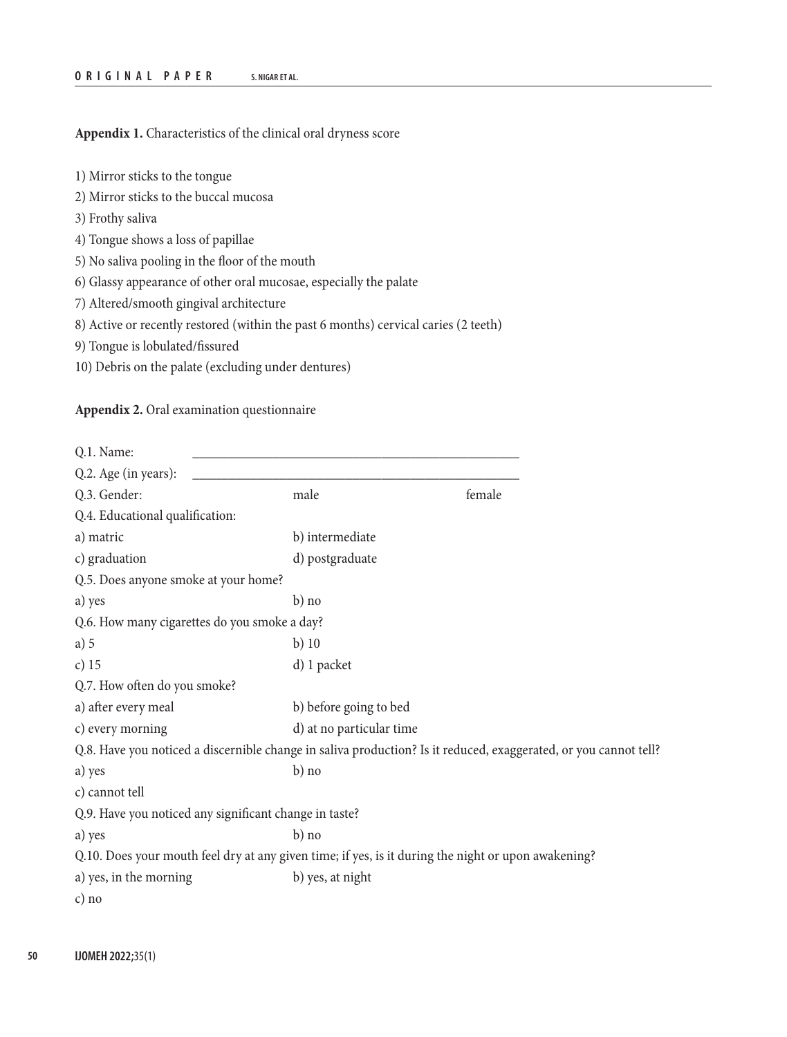**Appendix 1.** Characteristics of the clinical oral dryness score

1) Mirror sticks to the tongue
2) Mirror sticks to the buccal mucosa
3) Frothy saliva
4) Tongue shows a loss of papillae
5) No saliva pooling in the floor of the mouth
6) Glassy appearance of other oral mucosae, especially the palate
7) Altered/smooth gingival architecture
8) Active or recently restored (within the past 6 months) cervical caries (2 teeth)
9) Tongue is lobulated/fissured
10) Debris on the palate (excluding under dentures)

**Appendix 2.** Oral examination questionnaire

Q.1. Name: ____________________________________________

Q.2. Age (in years): ____________________________________________

Q.3. Gender: male female

Q.4. Educational qualification:
a) matric b) intermediate
c) graduation d) postgraduate

Q.5. Does anyone smoke at your home?
a) yes b) no

Q.6. How many cigarettes do you smoke a day?
a) 5 b) 10
c) 15 d) 1 packet

Q.7. How often do you smoke?
a) after every meal b) before going to bed
c) every morning d) at no particular time

Q.8. Have you noticed a discernible change in saliva production? Is it reduced, exaggerated, or you cannot tell?
a) yes b) no
c) cannot tell

Q.9. Have you noticed any significant change in taste?
a) yes b) no

Q.10. Does your mouth feel dry at any given time; if yes, is it during the night or upon awakening?
a) yes, in the morning b) yes, at night
c) no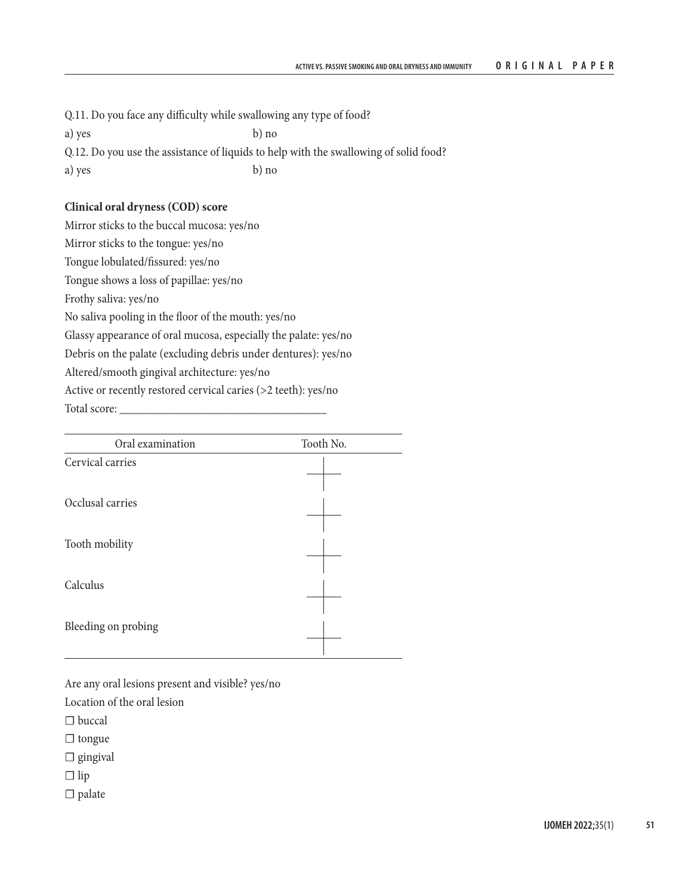Q.11. Do you face any difficulty while swallowing any type of food?

a) yes b) no

Q.12. Do you use the assistance of liquids to help with the swallowing of solid food?

a) yes b) no

**Clinical oral dryness (COD) score**

Mirror sticks to the buccal mucosa: yes/no

Mirror sticks to the tongue: yes/no

Tongue lobulated/fissured: yes/no

Tongue shows a loss of papillae: yes/no

Frothy saliva: yes/no

No saliva pooling in the floor of the mouth: yes/no

Glassy appearance of oral mucosa, especially the palate: yes/no

Debris on the palate (excluding debris under dentures): yes/no

Altered/smooth gingival architecture: yes/no

Active or recently restored cervical caries (>2 teeth): yes/no

Total score: ___________________________________

| Oral examination | Tooth No. |
|---|---|
| Cervical carries | |
| Occlusal carries | |
| Tooth mobility | |
| Calculus | |
| Bleeding on probing | |

Are any oral lesions present and visible? yes/no

Location of the oral lesion

☐ buccal

☐ tongue

☐ gingival

☐ lip

☐ palate